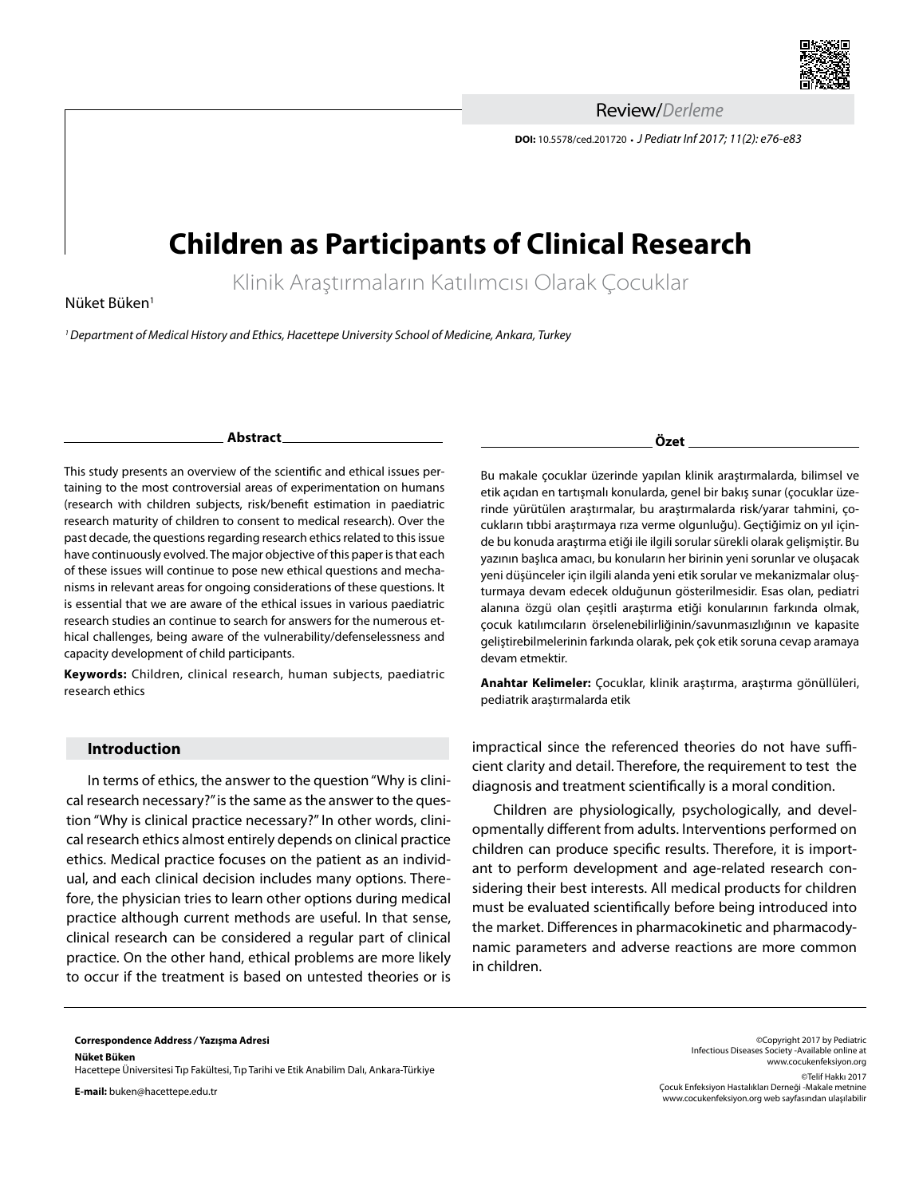Review/*Derleme*

# Children as Participants of Clinical Research

Klinik Araştırmaların Katılımcısı Olarak Çocuklar

Nüket Büken[1]

[1] *Department of Medical History and Ethics, Hacettepe University School of Medicine, Ankara, Turkey*

## Abstract

This study presents an overview of the scientific and ethical issues pertaining to the most controversial areas of experimentation on humans (research with children subjects, risk/benefit estimation in paediatric research maturity of children to consent to medical research). Over the past decade, the questions regarding research ethics related to this issue have continuously evolved. The major objective of this paper is that each of these issues will continue to pose new ethical questions and mechanisms in relevant areas for ongoing considerations of these questions. It is essential that we are aware of the ethical issues in various paediatric research studies an continue to search for answers for the numerous ethical challenges, being aware of the vulnerability/defenselessness and capacity development of child participants.

**Keywords:** Children, clinical research, human subjects, paediatric research ethics

## Özet

Bu makale çocuklar üzerinde yapılan klinik araştırmalarda, bilimsel ve etik açıdan en tartışmalı konularda, genel bir bakış sunar (çocuklar üzerinde yürütülen araştırmalar, bu araştırmalarda risk/yarar tahmini, çocukların tıbbi araştırmaya rıza verme olgunluğu). Geçtiğimiz on yıl içinde bu konuda araştırma etiği ile ilgili sorular sürekli olarak gelişmiştir. Bu yazının başlıca amacı, bu konuların her birinin yeni sorunlar ve oluşacak yeni düşünceler için ilgili alanda yeni etik sorular ve mekanizmalar oluşturmaya devam edecek olduğunun gösterilmesidir. Esas olan, pediatri alanına özgü olan çeşitli araştırma etiği konularının farkında olmak, çocuk katılımcıların örselenebilirliğinin/savunmasızlığının ve kapasite geliştirebilmelerinin farkında olarak, pek çok etik soruna cevap aramaya devam etmektir.

**Anahtar Kelimeler:** Çocuklar, klinik araştırma, araştırma gönüllüleri, pediatrik araştırmalarda etik

## Introduction

In terms of ethics, the answer to the question "Why is clinical research necessary?" is the same as the answer to the question "Why is clinical practice necessary?" In other words, clinical research ethics almost entirely depends on clinical practice ethics. Medical practice focuses on the patient as an individual, and each clinical decision includes many options. Therefore, the physician tries to learn other options during medical practice although current methods are useful. In that sense, clinical research can be considered a regular part of clinical practice. On the other hand, ethical problems are more likely to occur if the treatment is based on untested theories or is impractical since the referenced theories do not have sufficient clarity and detail. Therefore, the requirement to test the diagnosis and treatment scientifically is a moral condition.

Children are physiologically, psychologically, and developmentally different from adults. Interventions performed on children can produce specific results. Therefore, it is important to perform development and age-related research considering their best interests. All medical products for children must be evaluated scientifically before being introduced into the market. Differences in pharmacokinetic and pharmacodynamic parameters and adverse reactions are more common in children.

**Correspondence Address / Yazışma Adresi**
**Nüket Büken**
Hacettepe Üniversitesi Tıp Fakültesi, Tıp Tarihi ve Etik Anabilim Dalı, Ankara-Türkiye

**E-mail:** buken@hacettepe.edu.tr

©Copyright 2017 by Pediatric Infectious Diseases Society -Available online at www.cocukenfeksiyon.org
©Telif Hakkı 2017 Çocuk Enfeksiyon Hastalıkları Derneği -Makale metnine www.cocukenfeksiyon.org web sayfasından ulaşılabilir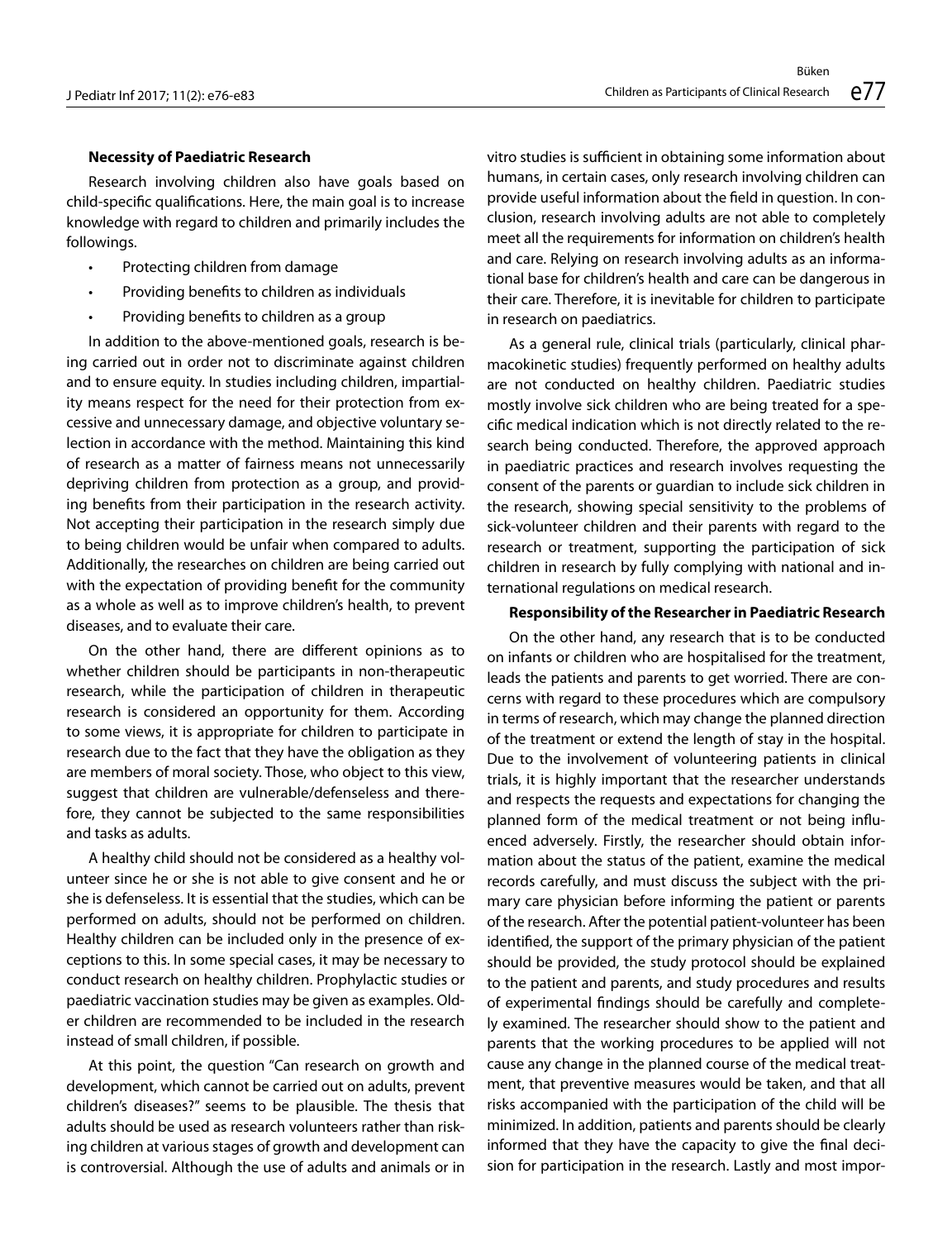### Necessity of Paediatric Research

Research involving children also have goals based on child-specific qualifications. Here, the main goal is to increase knowledge with regard to children and primarily includes the followings.

- Protecting children from damage
- Providing benefits to children as individuals
- Providing benefits to children as a group

In addition to the above-mentioned goals, research is being carried out in order not to discriminate against children and to ensure equity. In studies including children, impartiality means respect for the need for their protection from excessive and unnecessary damage, and objective voluntary selection in accordance with the method. Maintaining this kind of research as a matter of fairness means not unnecessarily depriving children from protection as a group, and providing benefits from their participation in the research activity. Not accepting their participation in the research simply due to being children would be unfair when compared to adults. Additionally, the researches on children are being carried out with the expectation of providing benefit for the community as a whole as well as to improve children's health, to prevent diseases, and to evaluate their care.

On the other hand, there are different opinions as to whether children should be participants in non-therapeutic research, while the participation of children in therapeutic research is considered an opportunity for them. According to some views, it is appropriate for children to participate in research due to the fact that they have the obligation as they are members of moral society. Those, who object to this view, suggest that children are vulnerable/defenseless and therefore, they cannot be subjected to the same responsibilities and tasks as adults.

A healthy child should not be considered as a healthy volunteer since he or she is not able to give consent and he or she is defenseless. It is essential that the studies, which can be performed on adults, should not be performed on children. Healthy children can be included only in the presence of exceptions to this. In some special cases, it may be necessary to conduct research on healthy children. Prophylactic studies or paediatric vaccination studies may be given as examples. Older children are recommended to be included in the research instead of small children, if possible.

At this point, the question "Can research on growth and development, which cannot be carried out on adults, prevent children's diseases?" seems to be plausible. The thesis that adults should be used as research volunteers rather than risking children at various stages of growth and development can is controversial. Although the use of adults and animals or in vitro studies is sufficient in obtaining some information about humans, in certain cases, only research involving children can provide useful information about the field in question. In conclusion, research involving adults are not able to completely meet all the requirements for information on children's health and care. Relying on research involving adults as an informational base for children's health and care can be dangerous in their care. Therefore, it is inevitable for children to participate in research on paediatrics.

As a general rule, clinical trials (particularly, clinical pharmacokinetic studies) frequently performed on healthy adults are not conducted on healthy children. Paediatric studies mostly involve sick children who are being treated for a specific medical indication which is not directly related to the research being conducted. Therefore, the approved approach in paediatric practices and research involves requesting the consent of the parents or guardian to include sick children in the research, showing special sensitivity to the problems of sick-volunteer children and their parents with regard to the research or treatment, supporting the participation of sick children in research by fully complying with national and international regulations on medical research.

### Responsibility of the Researcher in Paediatric Research

On the other hand, any research that is to be conducted on infants or children who are hospitalised for the treatment, leads the patients and parents to get worried. There are concerns with regard to these procedures which are compulsory in terms of research, which may change the planned direction of the treatment or extend the length of stay in the hospital. Due to the involvement of volunteering patients in clinical trials, it is highly important that the researcher understands and respects the requests and expectations for changing the planned form of the medical treatment or not being influenced adversely. Firstly, the researcher should obtain information about the status of the patient, examine the medical records carefully, and must discuss the subject with the primary care physician before informing the patient or parents of the research. After the potential patient-volunteer has been identified, the support of the primary physician of the patient should be provided, the study protocol should be explained to the patient and parents, and study procedures and results of experimental findings should be carefully and completely examined. The researcher should show to the patient and parents that the working procedures to be applied will not cause any change in the planned course of the medical treatment, that preventive measures would be taken, and that all risks accompanied with the participation of the child will be minimized. In addition, patients and parents should be clearly informed that they have the capacity to give the final decision for participation in the research. Lastly and most impor-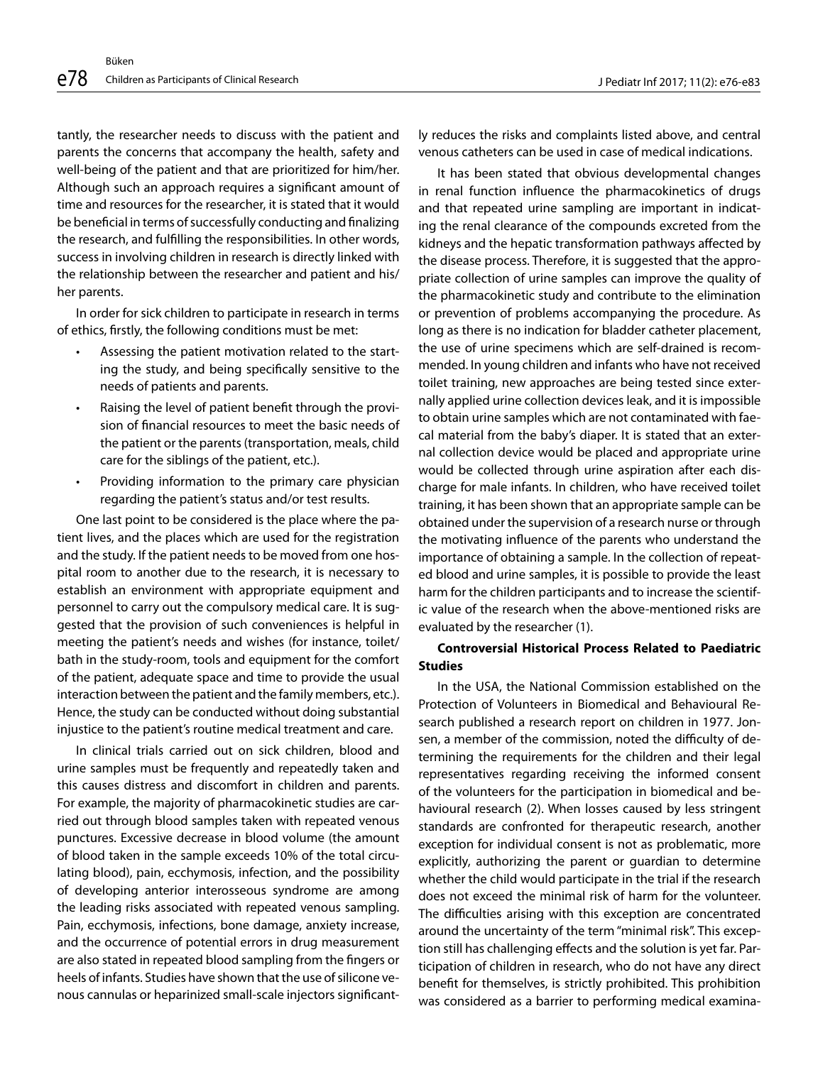tantly, the researcher needs to discuss with the patient and parents the concerns that accompany the health, safety and well-being of the patient and that are prioritized for him/her. Although such an approach requires a significant amount of time and resources for the researcher, it is stated that it would be beneficial in terms of successfully conducting and finalizing the research, and fulfilling the responsibilities. In other words, success in involving children in research is directly linked with the relationship between the researcher and patient and his/her parents.

In order for sick children to participate in research in terms of ethics, firstly, the following conditions must be met:

- Assessing the patient motivation related to the starting the study, and being specifically sensitive to the needs of patients and parents.
- Raising the level of patient benefit through the provision of financial resources to meet the basic needs of the patient or the parents (transportation, meals, child care for the siblings of the patient, etc.).
- Providing information to the primary care physician regarding the patient's status and/or test results.

One last point to be considered is the place where the patient lives, and the places which are used for the registration and the study. If the patient needs to be moved from one hospital room to another due to the research, it is necessary to establish an environment with appropriate equipment and personnel to carry out the compulsory medical care. It is suggested that the provision of such conveniences is helpful in meeting the patient's needs and wishes (for instance, toilet/bath in the study-room, tools and equipment for the comfort of the patient, adequate space and time to provide the usual interaction between the patient and the family members, etc.). Hence, the study can be conducted without doing substantial injustice to the patient's routine medical treatment and care.

In clinical trials carried out on sick children, blood and urine samples must be frequently and repeatedly taken and this causes distress and discomfort in children and parents. For example, the majority of pharmacokinetic studies are carried out through blood samples taken with repeated venous punctures. Excessive decrease in blood volume (the amount of blood taken in the sample exceeds 10% of the total circulating blood), pain, ecchymosis, infection, and the possibility of developing anterior interosseous syndrome are among the leading risks associated with repeated venous sampling. Pain, ecchymosis, infections, bone damage, anxiety increase, and the occurrence of potential errors in drug measurement are also stated in repeated blood sampling from the fingers or heels of infants. Studies have shown that the use of silicone venous cannulas or heparinized small-scale injectors significantly reduces the risks and complaints listed above, and central venous catheters can be used in case of medical indications.

It has been stated that obvious developmental changes in renal function influence the pharmacokinetics of drugs and that repeated urine sampling are important in indicating the renal clearance of the compounds excreted from the kidneys and the hepatic transformation pathways affected by the disease process. Therefore, it is suggested that the appropriate collection of urine samples can improve the quality of the pharmacokinetic study and contribute to the elimination or prevention of problems accompanying the procedure. As long as there is no indication for bladder catheter placement, the use of urine specimens which are self-drained is recommended. In young children and infants who have not received toilet training, new approaches are being tested since externally applied urine collection devices leak, and it is impossible to obtain urine samples which are not contaminated with faecal material from the baby's diaper. It is stated that an external collection device would be placed and appropriate urine would be collected through urine aspiration after each discharge for male infants. In children, who have received toilet training, it has been shown that an appropriate sample can be obtained under the supervision of a research nurse or through the motivating influence of the parents who understand the importance of obtaining a sample. In the collection of repeated blood and urine samples, it is possible to provide the least harm for the children participants and to increase the scientific value of the research when the above-mentioned risks are evaluated by the researcher (1).

**Controversial Historical Process Related to Paediatric Studies**

In the USA, the National Commission established on the Protection of Volunteers in Biomedical and Behavioural Research published a research report on children in 1977. Jonsen, a member of the commission, noted the difficulty of determining the requirements for the children and their legal representatives regarding receiving the informed consent of the volunteers for the participation in biomedical and behavioural research (2). When losses caused by less stringent standards are confronted for therapeutic research, another exception for individual consent is not as problematic, more explicitly, authorizing the parent or guardian to determine whether the child would participate in the trial if the research does not exceed the minimal risk of harm for the volunteer. The difficulties arising with this exception are concentrated around the uncertainty of the term "minimal risk". This exception still has challenging effects and the solution is yet far. Participation of children in research, who do not have any direct benefit for themselves, is strictly prohibited. This prohibition was considered as a barrier to performing medical examina-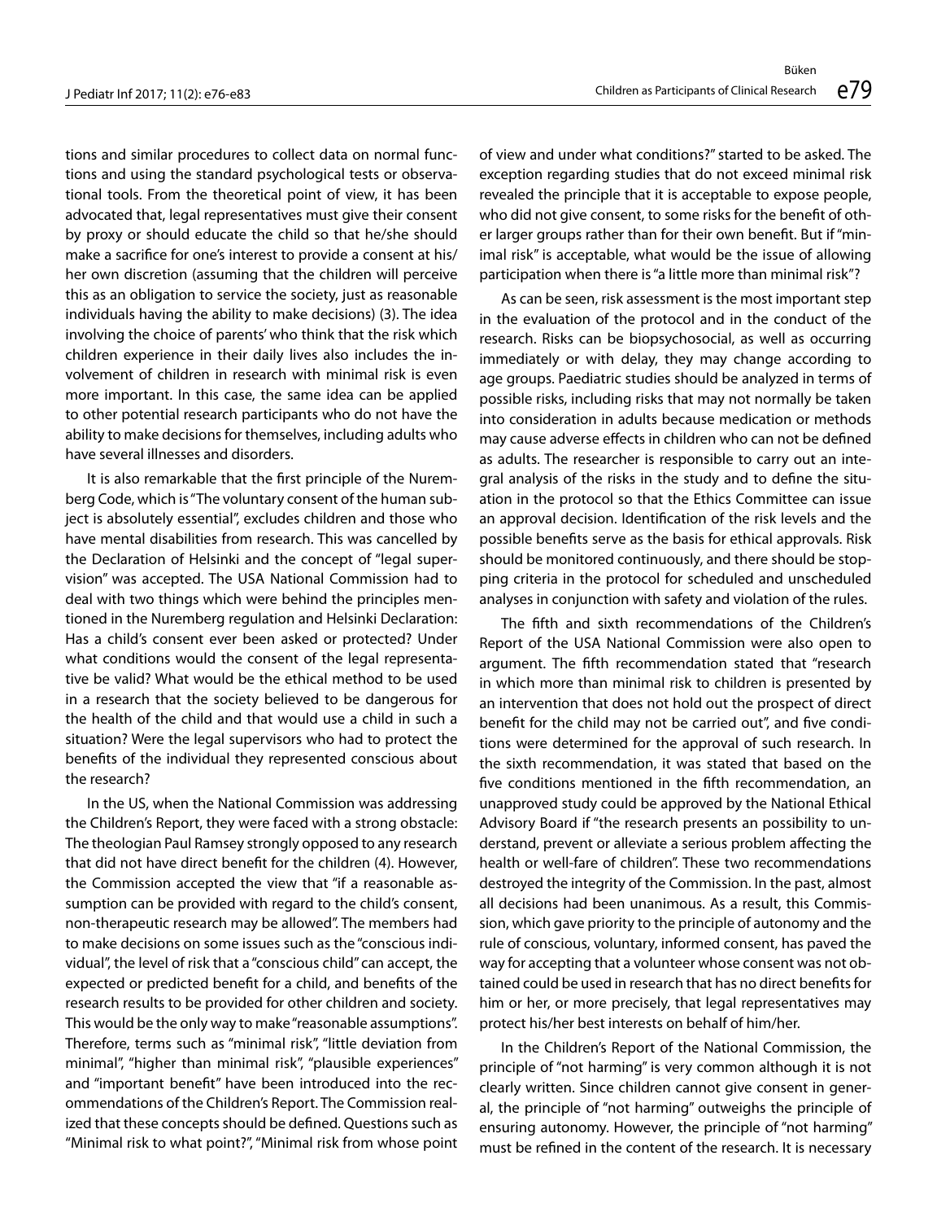tions and similar procedures to collect data on normal functions and using the standard psychological tests or observational tools. From the theoretical point of view, it has been advocated that, legal representatives must give their consent by proxy or should educate the child so that he/she should make a sacrifice for one's interest to provide a consent at his/her own discretion (assuming that the children will perceive this as an obligation to service the society, just as reasonable individuals having the ability to make decisions) (3). The idea involving the choice of parents' who think that the risk which children experience in their daily lives also includes the involvement of children in research with minimal risk is even more important. In this case, the same idea can be applied to other potential research participants who do not have the ability to make decisions for themselves, including adults who have several illnesses and disorders.

It is also remarkable that the first principle of the Nuremberg Code, which is "The voluntary consent of the human subject is absolutely essential", excludes children and those who have mental disabilities from research. This was cancelled by the Declaration of Helsinki and the concept of "legal supervision" was accepted. The USA National Commission had to deal with two things which were behind the principles mentioned in the Nuremberg regulation and Helsinki Declaration: Has a child's consent ever been asked or protected? Under what conditions would the consent of the legal representative be valid? What would be the ethical method to be used in a research that the society believed to be dangerous for the health of the child and that would use a child in such a situation? Were the legal supervisors who had to protect the benefits of the individual they represented conscious about the research?

In the US, when the National Commission was addressing the Children's Report, they were faced with a strong obstacle: The theologian Paul Ramsey strongly opposed to any research that did not have direct benefit for the children (4). However, the Commission accepted the view that "if a reasonable assumption can be provided with regard to the child's consent, non-therapeutic research may be allowed". The members had to make decisions on some issues such as the "conscious individual", the level of risk that a "conscious child" can accept, the expected or predicted benefit for a child, and benefits of the research results to be provided for other children and society. This would be the only way to make "reasonable assumptions". Therefore, terms such as "minimal risk", "little deviation from minimal", "higher than minimal risk", "plausible experiences" and "important benefit" have been introduced into the recommendations of the Children's Report. The Commission realized that these concepts should be defined. Questions such as "Minimal risk to what point?", "Minimal risk from whose point of view and under what conditions?" started to be asked. The exception regarding studies that do not exceed minimal risk revealed the principle that it is acceptable to expose people, who did not give consent, to some risks for the benefit of other larger groups rather than for their own benefit. But if "minimal risk" is acceptable, what would be the issue of allowing participation when there is "a little more than minimal risk"?

As can be seen, risk assessment is the most important step in the evaluation of the protocol and in the conduct of the research. Risks can be biopsychosocial, as well as occurring immediately or with delay, they may change according to age groups. Paediatric studies should be analyzed in terms of possible risks, including risks that may not normally be taken into consideration in adults because medication or methods may cause adverse effects in children who can not be defined as adults. The researcher is responsible to carry out an integral analysis of the risks in the study and to define the situation in the protocol so that the Ethics Committee can issue an approval decision. Identification of the risk levels and the possible benefits serve as the basis for ethical approvals. Risk should be monitored continuously, and there should be stopping criteria in the protocol for scheduled and unscheduled analyses in conjunction with safety and violation of the rules.

The fifth and sixth recommendations of the Children's Report of the USA National Commission were also open to argument. The fifth recommendation stated that "research in which more than minimal risk to children is presented by an intervention that does not hold out the prospect of direct benefit for the child may not be carried out", and five conditions were determined for the approval of such research. In the sixth recommendation, it was stated that based on the five conditions mentioned in the fifth recommendation, an unapproved study could be approved by the National Ethical Advisory Board if "the research presents an possibility to understand, prevent or alleviate a serious problem affecting the health or well-fare of children". These two recommendations destroyed the integrity of the Commission. In the past, almost all decisions had been unanimous. As a result, this Commission, which gave priority to the principle of autonomy and the rule of conscious, voluntary, informed consent, has paved the way for accepting that a volunteer whose consent was not obtained could be used in research that has no direct benefits for him or her, or more precisely, that legal representatives may protect his/her best interests on behalf of him/her.

In the Children's Report of the National Commission, the principle of "not harming" is very common although it is not clearly written. Since children cannot give consent in general, the principle of "not harming" outweighs the principle of ensuring autonomy. However, the principle of "not harming" must be refined in the content of the research. It is necessary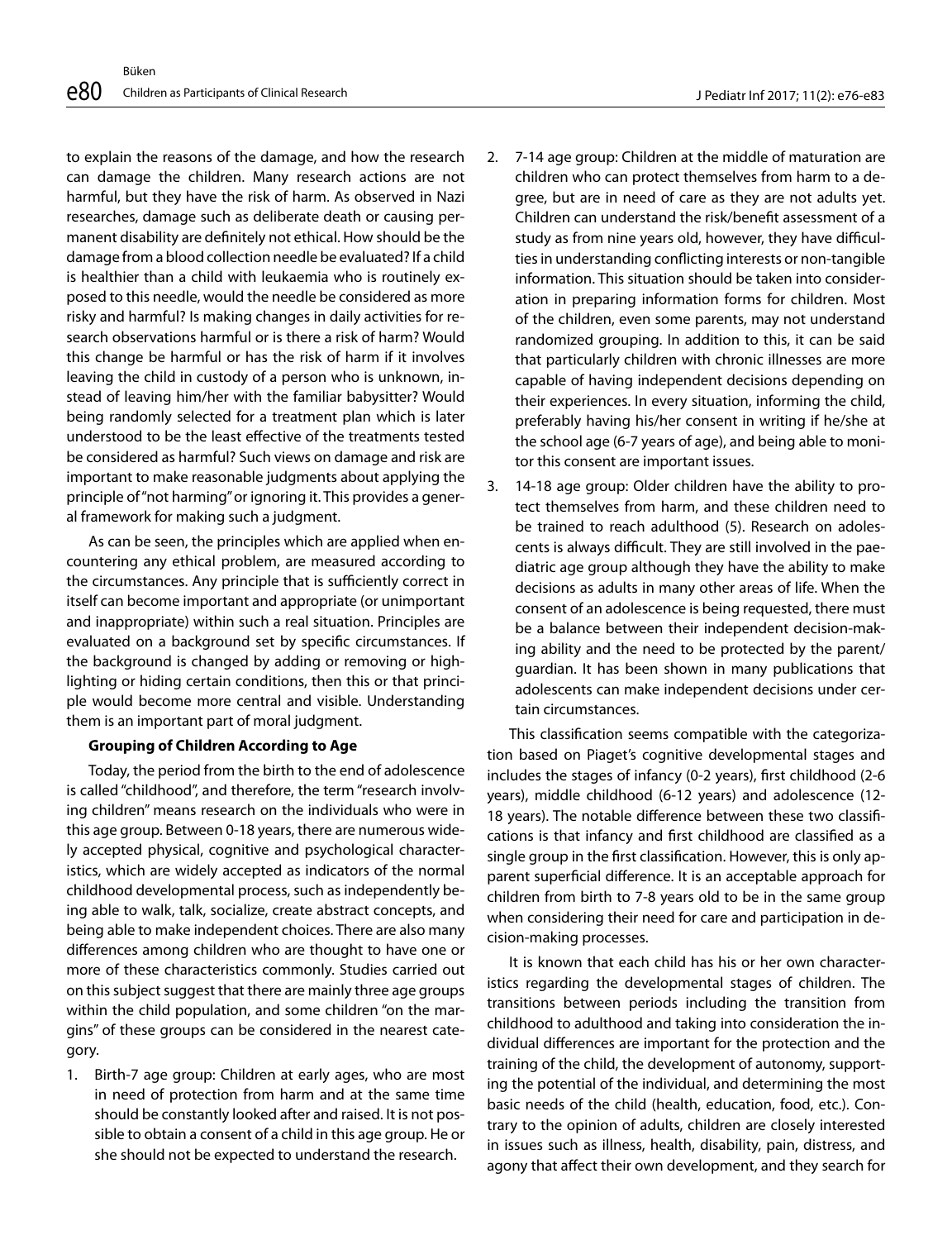to explain the reasons of the damage, and how the research can damage the children. Many research actions are not harmful, but they have the risk of harm. As observed in Nazi researches, damage such as deliberate death or causing permanent disability are definitely not ethical. How should be the damage from a blood collection needle be evaluated? If a child is healthier than a child with leukaemia who is routinely exposed to this needle, would the needle be considered as more risky and harmful? Is making changes in daily activities for research observations harmful or is there a risk of harm? Would this change be harmful or has the risk of harm if it involves leaving the child in custody of a person who is unknown, instead of leaving him/her with the familiar babysitter? Would being randomly selected for a treatment plan which is later understood to be the least effective of the treatments tested be considered as harmful? Such views on damage and risk are important to make reasonable judgments about applying the principle of "not harming" or ignoring it. This provides a general framework for making such a judgment.

As can be seen, the principles which are applied when encountering any ethical problem, are measured according to the circumstances. Any principle that is sufficiently correct in itself can become important and appropriate (or unimportant and inappropriate) within such a real situation. Principles are evaluated on a background set by specific circumstances. If the background is changed by adding or removing or highlighting or hiding certain conditions, then this or that principle would become more central and visible. Understanding them is an important part of moral judgment.

**Grouping of Children According to Age**

Today, the period from the birth to the end of adolescence is called "childhood", and therefore, the term "research involving children" means research on the individuals who were in this age group. Between 0-18 years, there are numerous widely accepted physical, cognitive and psychological characteristics, which are widely accepted as indicators of the normal childhood developmental process, such as independently being able to walk, talk, socialize, create abstract concepts, and being able to make independent choices. There are also many differences among children who are thought to have one or more of these characteristics commonly. Studies carried out on this subject suggest that there are mainly three age groups within the child population, and some children "on the margins" of these groups can be considered in the nearest category.

1. Birth-7 age group: Children at early ages, who are most in need of protection from harm and at the same time should be constantly looked after and raised. It is not possible to obtain a consent of a child in this age group. He or she should not be expected to understand the research.
2. 7-14 age group: Children at the middle of maturation are children who can protect themselves from harm to a degree, but are in need of care as they are not adults yet. Children can understand the risk/benefit assessment of a study as from nine years old, however, they have difficulties in understanding conflicting interests or non-tangible information. This situation should be taken into consideration in preparing information forms for children. Most of the children, even some parents, may not understand randomized grouping. In addition to this, it can be said that particularly children with chronic illnesses are more capable of having independent decisions depending on their experiences. In every situation, informing the child, preferably having his/her consent in writing if he/she at the school age (6-7 years of age), and being able to monitor this consent are important issues.
3. 14-18 age group: Older children have the ability to protect themselves from harm, and these children need to be trained to reach adulthood (5). Research on adolescents is always difficult. They are still involved in the paediatric age group although they have the ability to make decisions as adults in many other areas of life. When the consent of an adolescence is being requested, there must be a balance between their independent decision-making ability and the need to be protected by the parent/guardian. It has been shown in many publications that adolescents can make independent decisions under certain circumstances.

This classification seems compatible with the categorization based on Piaget's cognitive developmental stages and includes the stages of infancy (0-2 years), first childhood (2-6 years), middle childhood (6-12 years) and adolescence (12-18 years). The notable difference between these two classifications is that infancy and first childhood are classified as a single group in the first classification. However, this is only apparent superficial difference. It is an acceptable approach for children from birth to 7-8 years old to be in the same group when considering their need for care and participation in decision-making processes.

It is known that each child has his or her own characteristics regarding the developmental stages of children. The transitions between periods including the transition from childhood to adulthood and taking into consideration the individual differences are important for the protection and the training of the child, the development of autonomy, supporting the potential of the individual, and determining the most basic needs of the child (health, education, food, etc.). Contrary to the opinion of adults, children are closely interested in issues such as illness, health, disability, pain, distress, and agony that affect their own development, and they search for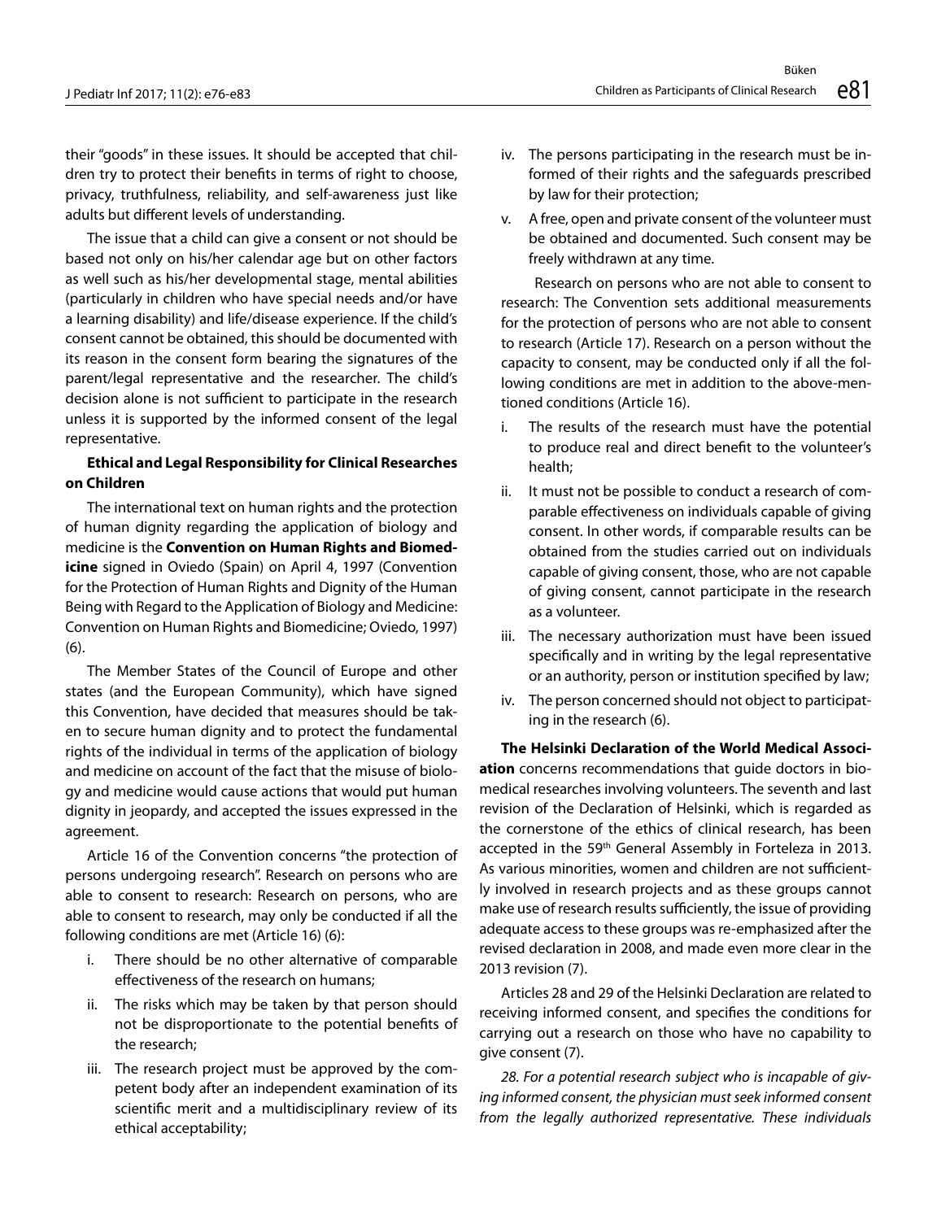their "goods" in these issues. It should be accepted that children try to protect their benefits in terms of right to choose, privacy, truthfulness, reliability, and self-awareness just like adults but different levels of understanding.

The issue that a child can give a consent or not should be based not only on his/her calendar age but on other factors as well such as his/her developmental stage, mental abilities (particularly in children who have special needs and/or have a learning disability) and life/disease experience. If the child's consent cannot be obtained, this should be documented with its reason in the consent form bearing the signatures of the parent/legal representative and the researcher. The child's decision alone is not sufficient to participate in the research unless it is supported by the informed consent of the legal representative.

**Ethical and Legal Responsibility for Clinical Researches on Children**

The international text on human rights and the protection of human dignity regarding the application of biology and medicine is the **Convention on Human Rights and Biomedicine** signed in Oviedo (Spain) on April 4, 1997 (Convention for the Protection of Human Rights and Dignity of the Human Being with Regard to the Application of Biology and Medicine: Convention on Human Rights and Biomedicine; Oviedo, 1997) (6).

The Member States of the Council of Europe and other states (and the European Community), which have signed this Convention, have decided that measures should be taken to secure human dignity and to protect the fundamental rights of the individual in terms of the application of biology and medicine on account of the fact that the misuse of biology and medicine would cause actions that would put human dignity in jeopardy, and accepted the issues expressed in the agreement.

Article 16 of the Convention concerns "the protection of persons undergoing research". Research on persons who are able to consent to research: Research on persons, who are able to consent to research, may only be conducted if all the following conditions are met (Article 16) (6):

i. There should be no other alternative of comparable effectiveness of the research on humans;
ii. The risks which may be taken by that person should not be disproportionate to the potential benefits of the research;
iii. The research project must be approved by the competent body after an independent examination of its scientific merit and a multidisciplinary review of its ethical acceptability;
iv. The persons participating in the research must be informed of their rights and the safeguards prescribed by law for their protection;
v. A free, open and private consent of the volunteer must be obtained and documented. Such consent may be freely withdrawn at any time.

Research on persons who are not able to consent to research: The Convention sets additional measurements for the protection of persons who are not able to consent to research (Article 17). Research on a person without the capacity to consent, may be conducted only if all the following conditions are met in addition to the above-mentioned conditions (Article 16).

i. The results of the research must have the potential to produce real and direct benefit to the volunteer's health;
ii. It must not be possible to conduct a research of comparable effectiveness on individuals capable of giving consent. In other words, if comparable results can be obtained from the studies carried out on individuals capable of giving consent, those, who are not capable of giving consent, cannot participate in the research as a volunteer.
iii. The necessary authorization must have been issued specifically and in writing by the legal representative or an authority, person or institution specified by law;
iv. The person concerned should not object to participating in the research (6).

**The Helsinki Declaration of the World Medical Association** concerns recommendations that guide doctors in biomedical researches involving volunteers. The seventh and last revision of the Declaration of Helsinki, which is regarded as the cornerstone of the ethics of clinical research, has been accepted in the 59th General Assembly in Forteleza in 2013. As various minorities, women and children are not sufficiently involved in research projects and as these groups cannot make use of research results sufficiently, the issue of providing adequate access to these groups was re-emphasized after the revised declaration in 2008, and made even more clear in the 2013 revision (7).

Articles 28 and 29 of the Helsinki Declaration are related to receiving informed consent, and specifies the conditions for carrying out a research on those who have no capability to give consent (7).

*28. For a potential research subject who is incapable of giving informed consent, the physician must seek informed consent from the legally authorized representative. These individuals*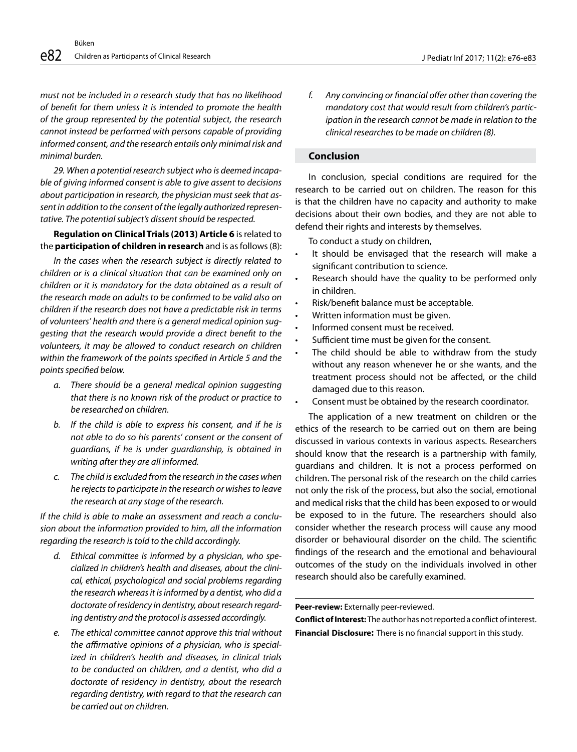*must not be included in a research study that has no likelihood of benefit for them unless it is intended to promote the health of the group represented by the potential subject, the research cannot instead be performed with persons capable of providing informed consent, and the research entails only minimal risk and minimal burden.*

*29. When a potential research subject who is deemed incapable of giving informed consent is able to give assent to decisions about participation in research, the physician must seek that assent in addition to the consent of the legally authorized representative. The potential subject's dissent should be respected.*

**Regulation on Clinical Trials (2013) Article 6** is related to the **participation of children in research** and is as follows (8):

*In the cases when the research subject is directly related to children or is a clinical situation that can be examined only on children or it is mandatory for the data obtained as a result of the research made on adults to be confirmed to be valid also on children if the research does not have a predictable risk in terms of volunteers' health and there is a general medical opinion suggesting that the research would provide a direct benefit to the volunteers, it may be allowed to conduct research on children within the framework of the points specified in Article 5 and the points specified below.*

- *a. There should be a general medical opinion suggesting that there is no known risk of the product or practice to be researched on children.*
- *b. If the child is able to express his consent, and if he is not able to do so his parents' consent or the consent of guardians, if he is under guardianship, is obtained in writing after they are all informed.*
- *c. The child is excluded from the research in the cases when he rejects to participate in the research or wishes to leave the research at any stage of the research.*

*If the child is able to make an assessment and reach a conclusion about the information provided to him, all the information regarding the research is told to the child accordingly.*

- *d. Ethical committee is informed by a physician, who specialized in children's health and diseases, about the clinical, ethical, psychological and social problems regarding the research whereas it is informed by a dentist, who did a doctorate of residency in dentistry, about research regarding dentistry and the protocol is assessed accordingly.*
- *e. The ethical committee cannot approve this trial without the affirmative opinions of a physician, who is specialized in children's health and diseases, in clinical trials to be conducted on children, and a dentist, who did a doctorate of residency in dentistry, about the research regarding dentistry, with regard to that the research can be carried out on children.*
- *f. Any convincing or financial offer other than covering the mandatory cost that would result from children's participation in the research cannot be made in relation to the clinical researches to be made on children (8).*

## Conclusion

In conclusion, special conditions are required for the research to be carried out on children. The reason for this is that the children have no capacity and authority to make decisions about their own bodies, and they are not able to defend their rights and interests by themselves.

To conduct a study on children,

- It should be envisaged that the research will make a significant contribution to science.
- Research should have the quality to be performed only in children.
- Risk/benefit balance must be acceptable.
- Written information must be given.
- Informed consent must be received.
- Sufficient time must be given for the consent.
- The child should be able to withdraw from the study without any reason whenever he or she wants, and the treatment process should not be affected, or the child damaged due to this reason.
- Consent must be obtained by the research coordinator.

The application of a new treatment on children or the ethics of the research to be carried out on them are being discussed in various contexts in various aspects. Researchers should know that the research is a partnership with family, guardians and children. It is not a process performed on children. The personal risk of the research on the child carries not only the risk of the process, but also the social, emotional and medical risks that the child has been exposed to or would be exposed to in the future. The researchers should also consider whether the research process will cause any mood disorder or behavioural disorder on the child. The scientific findings of the research and the emotional and behavioural outcomes of the study on the individuals involved in other research should also be carefully examined.

---

**Peer-review:** Externally peer-reviewed.

**Conflict of Interest:** The author has not reported a conflict of interest.

**Financial Disclosure:** There is no financial support in this study.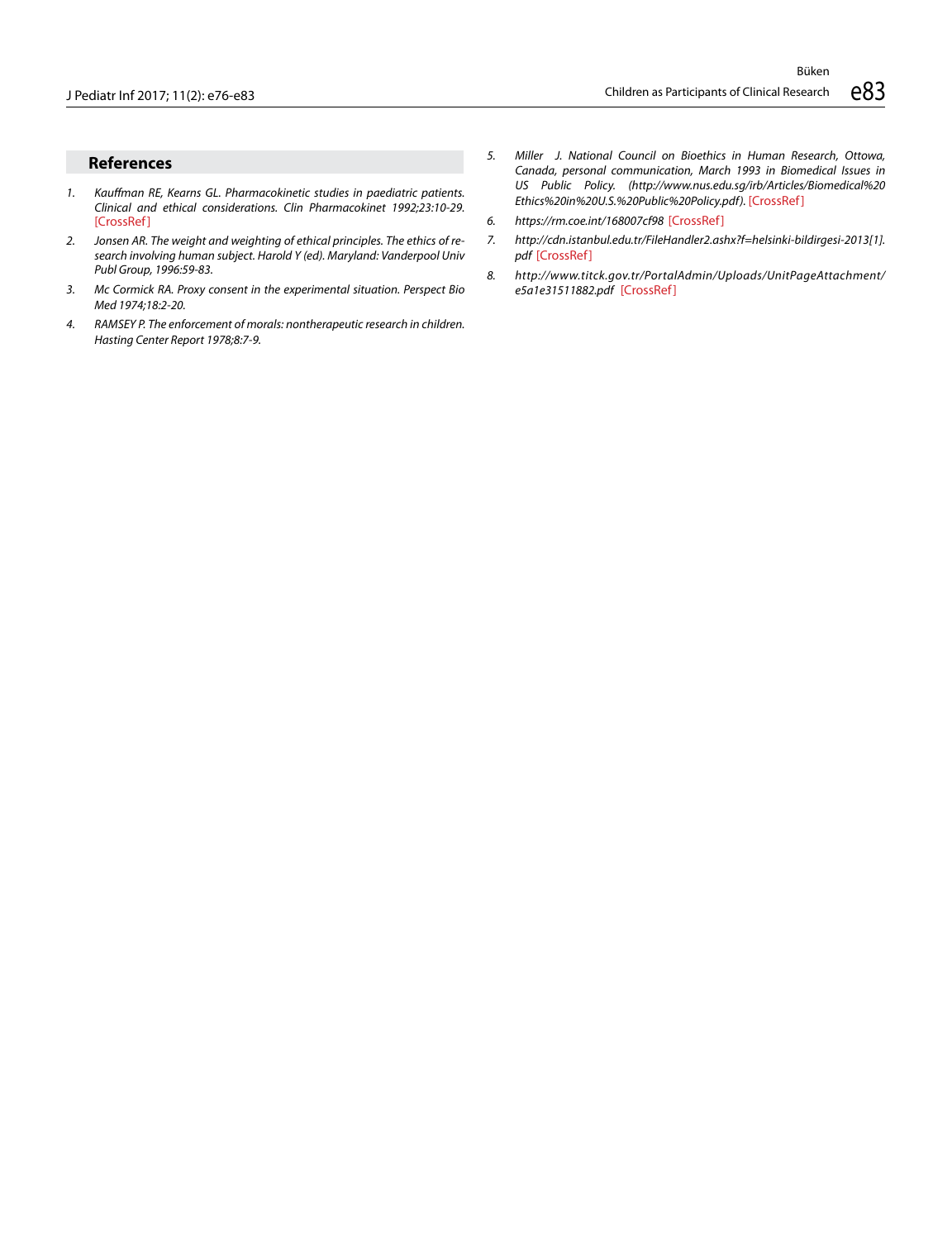## References

1. *Kauffman RE, Kearns GL. Pharmacokinetic studies in paediatric patients. Clinical and ethical considerations. Clin Pharmacokinet 1992;23:10-29.* [CrossRef]
2. *Jonsen AR. The weight and weighting of ethical principles. The ethics of research involving human subject. Harold Y (ed). Maryland: Vanderpool Univ Publ Group, 1996:59-83.*
3. *Mc Cormick RA. Proxy consent in the experimental situation. Perspect Bio Med 1974;18:2-20.*
4. *RAMSEY P. The enforcement of morals: nontherapeutic research in children. Hasting Center Report 1978;8:7-9.*
5. *Miller J. National Council on Bioethics in Human Research, Ottowa, Canada, personal communication, March 1993 in Biomedical Issues in US Public Policy. (http://www.nus.edu.sg/irb/Articles/Biomedical%20Ethics%20in%20U.S.%20Public%20Policy.pdf).* [CrossRef]
6. *https://rm.coe.int/168007cf98* [CrossRef]
7. *http://cdn.istanbul.edu.tr/FileHandler2.ashx?f=helsinki-bildirgesi-2013[1].pdf* [CrossRef]
8. *http://www.titck.gov.tr/PortalAdmin/Uploads/UnitPageAttachment/e5a1e31511882.pdf* [CrossRef]